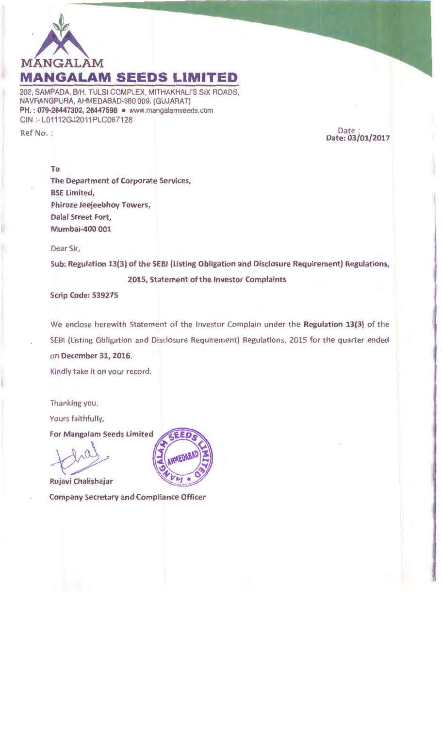MANGALAM

# MANGALAM SEEDS LIMITED

202, SAMPADA, B/H. TULSI COMPLEX, MITHAKHALI'S SIX ROADS, NAVRANGPURA, AHMEDABAD-380 009. (GUJARAT)
**PH. : 079-26447302, 26447598** • www.mangalamseeds.com
CIN :- L01112GJ2011PLC067128

Ref No. :

Date :
**Date: 03/01/2017**

**To**
**The Department of Corporate Services,**
**BSE Limited,**
**Phiroze Jeejeebhoy Towers,**
**Dalal Street Fort,**
**Mumbai-400 001**

Dear Sir,

**Sub: Regulation 13(3) of the SEBI (Listing Obligation and Disclosure Requirement) Regulations, 2015, Statement of the Investor Complaints**

**Scrip Code: 539275**

We enclose herewith Statement of the Investor Complain under the **Regulation 13(3)** of the SEBI (Listing Obligation and Disclosure Requirement) Regulations, 2015 for the quarter ended on **December 31, 2016.**

Kindly take it on your record.

Thanking you.

Yours faithfully,

**For Mangalam Seeds Limited**

**Rujavi Chalishajar**
**Company Secretary and Compliance Officer**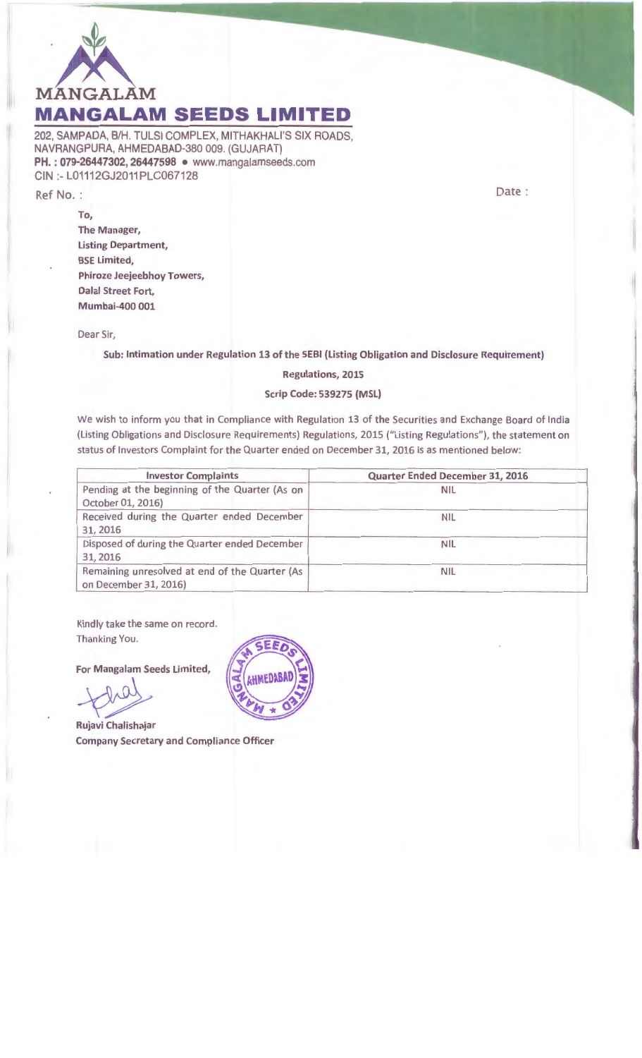MANGALAM

# MANGALAM SEEDS LIMITED

202, SAMPADA, B/H. TULSI COMPLEX, MITHAKHALI'S SIX ROADS,
NAVRANGPURA, AHMEDABAD-380 009. (GUJARAT)
**PH. : 079-26447302, 26447598** • www.mangalamseeds.com
CIN :- L01112GJ2011PLC067128

Ref No. :

Date :

**To,**
**The Manager,**
**Listing Department,**
**BSE Limited,**
**Phiroze Jeejeebhoy Towers,**
**Dalal Street Fort,**
**Mumbai-400 001**

Dear Sir,

**Sub: Intimation under Regulation 13 of the SEBI (Listing Obligation and Disclosure Requirement) Regulations, 2015**

**Scrip Code: 539275 (MSL)**

We wish to inform you that in Compliance with Regulation 13 of the Securities and Exchange Board of India (Listing Obligations and Disclosure Requirements) Regulations, 2015 ("Listing Regulations"), the statement on status of Investors Complaint for the Quarter ended on December 31, 2016 is as mentioned below:

| Investor Complaints | Quarter Ended December 31, 2016 |
|---|---|
| Pending at the beginning of the Quarter (As on October 01, 2016) | NIL |
| Received during the Quarter ended December 31, 2016 | NIL |
| Disposed of during the Quarter ended December 31, 2016 | NIL |
| Remaining unresolved at end of the Quarter (As on December 31, 2016) | NIL |

Kindly take the same on record.
Thanking You.

**For Mangalam Seeds Limited,**

**Rujavi Chalishajar**
**Company Secretary and Compliance Officer**